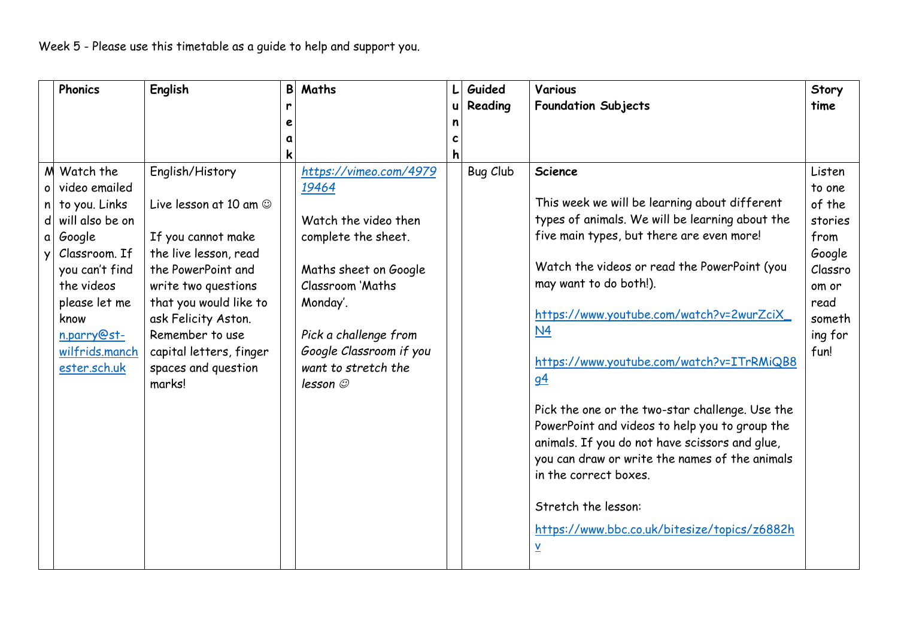Week 5 - Please use this timetable as a guide to help and support you.

| | Phonics | English | Break | Maths | Lunch | Guided Reading | Various Foundation Subjects | Story time |
|---|---|---|---|---|---|---|---|---|
| Monday | Watch the video emailed to you. Links will also be on Google Classroom. If you can't find the videos please let me know n.parry@st-wilfrids.manchester.sch.uk | English/History<br><br>Live lesson at 10 am ☺<br><br>If you cannot make the live lesson, read the PowerPoint and write two questions that you would like to ask Felicity Aston. Remember to use capital letters, finger spaces and question marks! | | *https://vimeo.com/497919464*<br><br>Watch the video then complete the sheet.<br><br>Maths sheet on Google Classroom 'Maths Monday'.<br><br>*Pick a challenge from Google Classroom if you want to stretch the lesson ☺* | | Bug Club | **Science**<br><br>This week we will be learning about different types of animals. We will be learning about the five main types, but there are even more!<br><br>Watch the videos or read the PowerPoint (you may want to do both!).<br><br>https://www.youtube.com/watch?v=2wurZciX_N4<br><br>https://www.youtube.com/watch?v=ITrRMiQB8g4<br><br>Pick the one or the two-star challenge. Use the PowerPoint and videos to help you to group the animals. If you do not have scissors and glue, you can draw or write the names of the animals in the correct boxes.<br><br>Stretch the lesson:<br>https://www.bbc.co.uk/bitesize/topics/z6882hv | Listen to one of the stories from Google Classroom or read something for fun! |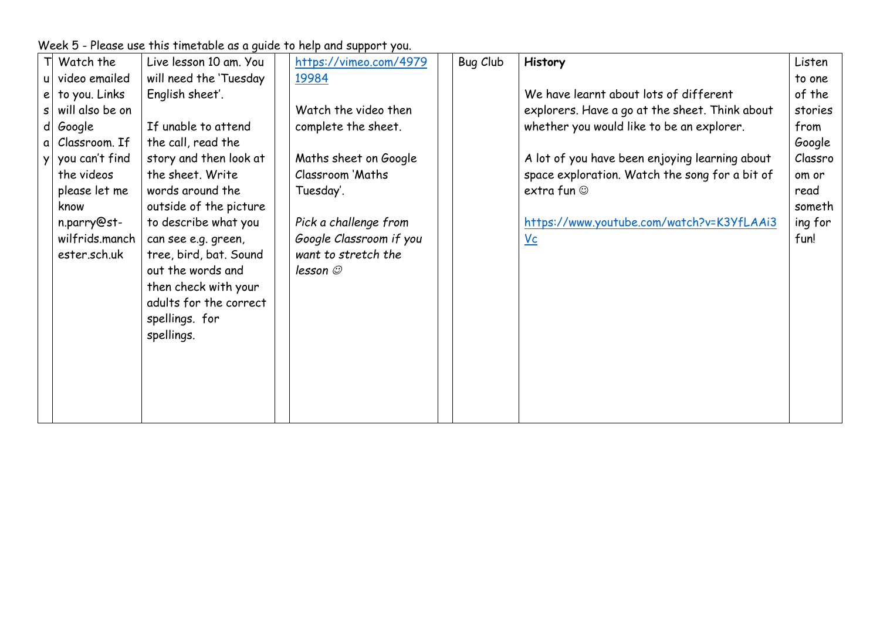Week 5 - Please use this timetable as a guide to help and support you.

| Tuesday | Watch the video emailed to you. Links will also be on Google Classroom. If you can't find the videos please let me know n.parry@st-wilfrids.manchester.sch.uk | Live lesson 10 am. You will need the 'Tuesday English sheet'.<br><br>If unable to attend the call, read the story and then look at the sheet. Write words around the outside of the picture to describe what you can see e.g. green, tree, bird, bat. Sound out the words and then check with your adults for the correct spellings. for spellings. | | https://vimeo.com/497919984<br><br>Watch the video then complete the sheet.<br><br>Maths sheet on Google Classroom 'Maths Tuesday'.<br><br>*Pick a challenge from Google Classroom if you want to stretch the lesson ☺* | | Bug Club | **History**<br><br>We have learnt about lots of different explorers. Have a go at the sheet. Think about whether you would like to be an explorer.<br><br>A lot of you have been enjoying learning about space exploration. Watch the song for a bit of extra fun ☺<br><br>https://www.youtube.com/watch?v=K3YfLAAi3Vc | Listen to one of the stories from Google Classroom or read something for fun! |
|---|---|---|---|---|---|---|---|---|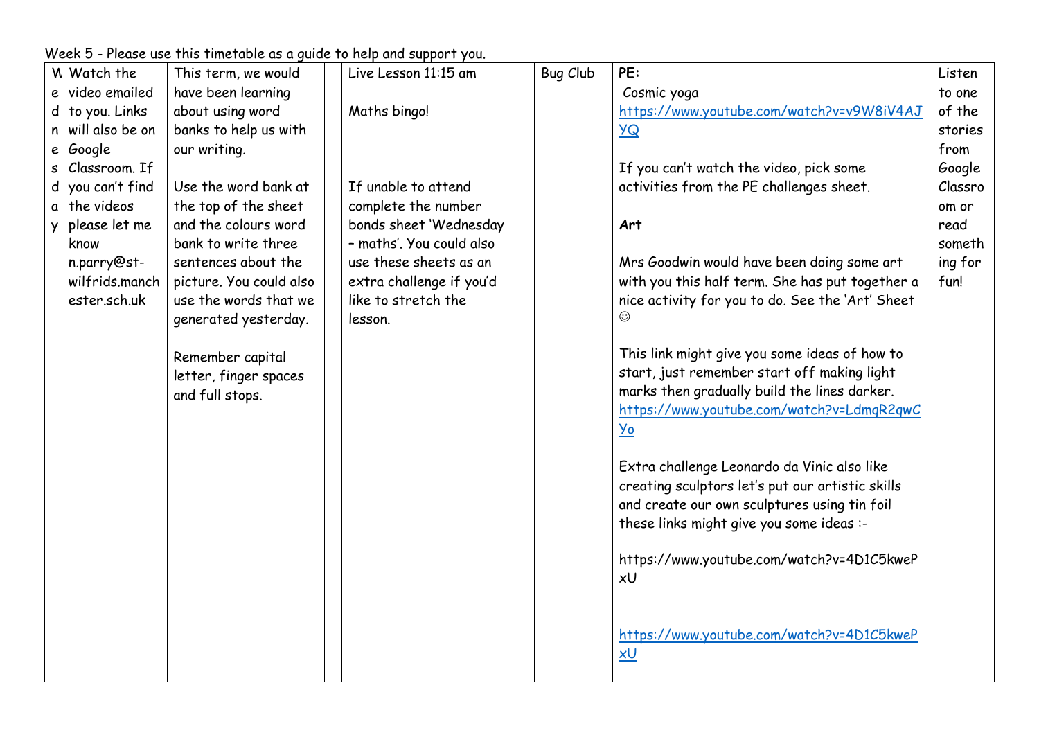Week 5 - Please use this timetable as a guide to help and support you.

| Wednesday | Watch the video emailed to you. Links will also be on Google Classroom. If you can't find the videos please let me know n.parry@st-wilfrids.manchester.sch.uk | This term, we would have been learning about using word banks to help us with our writing.<br><br>Use the word bank at the top of the sheet and the colours word bank to write three sentences about the picture. You could also use the words that we generated yesterday.<br><br>Remember capital letter, finger spaces and full stops. | | Live Lesson 11:15 am<br><br>Maths bingo!<br><br>If unable to attend complete the number bonds sheet 'Wednesday – maths'. You could also use these sheets as an extra challenge if you'd like to stretch the lesson. | | Bug Club | **PE:**<br>Cosmic yoga<br>https://www.youtube.com/watch?v=v9W8iV4AJYQ<br><br>If you can't watch the video, pick some activities from the PE challenges sheet.<br><br>**Art**<br><br>Mrs Goodwin would have been doing some art with you this half term. She has put together a nice activity for you to do. See the 'Art' Sheet ☺<br><br>This link might give you some ideas of how to start, just remember start off making light marks then gradually build the lines darker.<br>https://www.youtube.com/watch?v=LdmqR2qwCYo<br><br>Extra challenge Leonardo da Vinic also like creating sculptors let's put our artistic skills and create our own sculptures using tin foil these links might give you some ideas :-<br><br>https://www.youtube.com/watch?v=4D1C5kwePxU<br><br>https://www.youtube.com/watch?v=4D1C5kwePxU | Listen to one of the stories from Google Classroom or read something for fun! |
|---|---|---|---|---|---|---|---|---|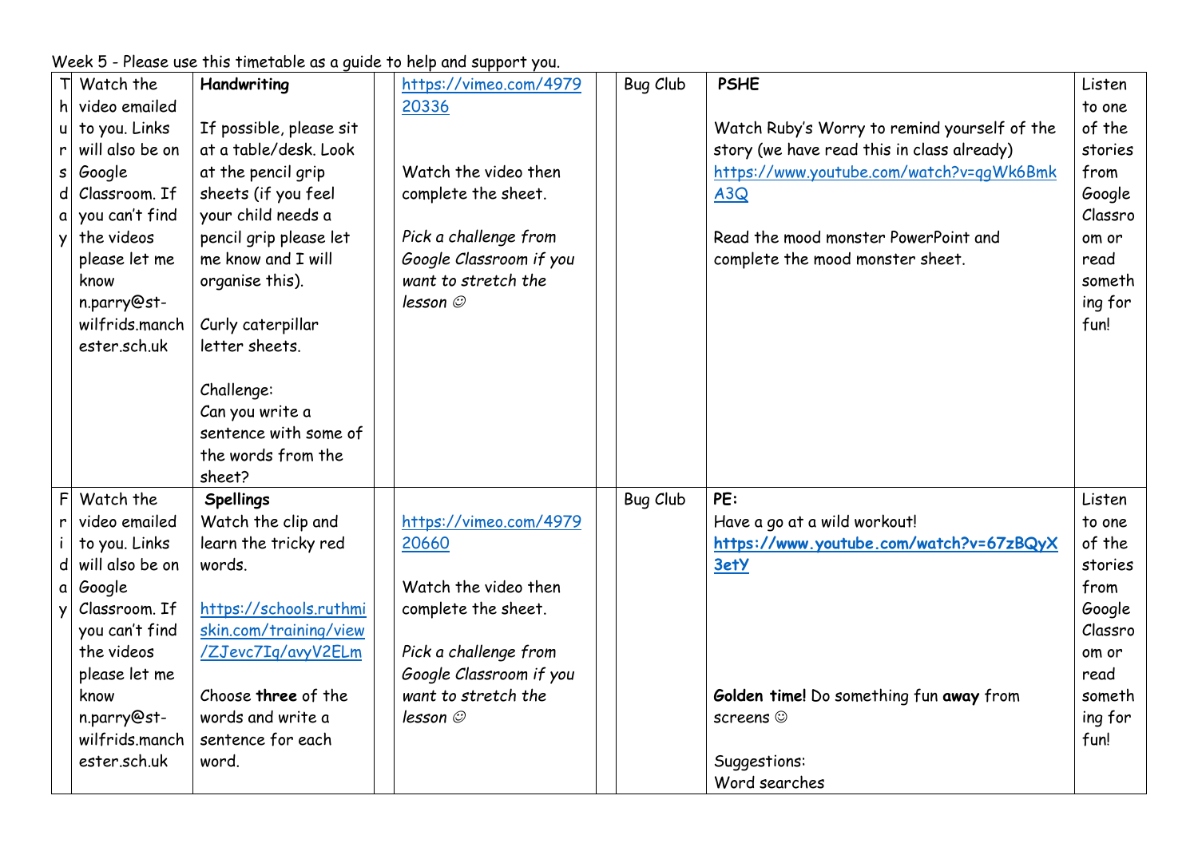Week 5 - Please use this timetable as a guide to help and support you.

| | | | | | | | | |
|---|---|---|---|---|---|---|---|---|
| Thursday | Watch the video emailed to you. Links will also be on Google Classroom. If you can't find the videos please let me know n.parry@st-wilfrids.manchester.sch.uk | **Handwriting**<br><br>If possible, please sit at a table/desk. Look at the pencil grip sheets (if you feel your child needs a pencil grip please let me know and I will organise this).<br><br>Curly caterpillar letter sheets.<br><br>Challenge:<br>Can you write a sentence with some of the words from the sheet? | | https://vimeo.com/497920336<br><br>Watch the video then complete the sheet.<br><br>*Pick a challenge from Google Classroom if you want to stretch the lesson ☺* | | Bug Club | **PSHE**<br><br>Watch Ruby's Worry to remind yourself of the story (we have read this in class already)<br>https://www.youtube.com/watch?v=qgWk6BmkA3Q<br><br>Read the mood monster PowerPoint and complete the mood monster sheet. | Listen to one of the stories from Google Classroom or read something for fun! |
| Friday | Watch the video emailed to you. Links will also be on Google Classroom. If you can't find the videos please let me know n.parry@st-wilfrids.manchester.sch.uk | **Spellings**<br>Watch the clip and learn the tricky red words.<br><br>https://schools.ruthmiskin.com/training/view/ZJevc7Iq/avyV2ELm<br><br>Choose **three** of the words and write a sentence for each word. | | https://vimeo.com/497920660<br><br>Watch the video then complete the sheet.<br><br>*Pick a challenge from Google Classroom if you want to stretch the lesson ☺* | | Bug Club | **PE:**<br>Have a go at a wild workout!<br>**https://www.youtube.com/watch?v=67zBQyX3etY**<br><br>**Golden time!** Do something fun **away** from screens ☺<br><br>Suggestions:<br>Word searches | Listen to one of the stories from Google Classroom or read something for fun! |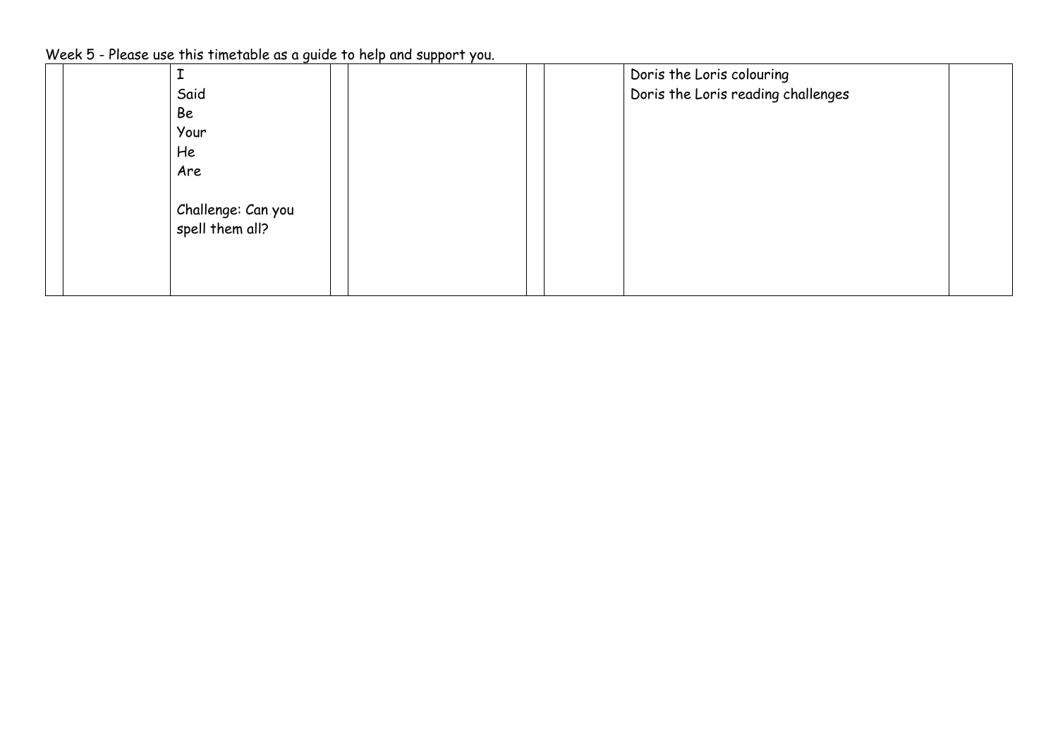Week 5 - Please use this timetable as a guide to help and support you.

| | | | | | | | | |
|---|---|---|---|---|---|---|---|---|
| | | I<br>Said<br>Be<br>Your<br>He<br>Are<br><br>Challenge: Can you spell them all? | | | | | Doris the Loris colouring<br>Doris the Loris reading challenges | |